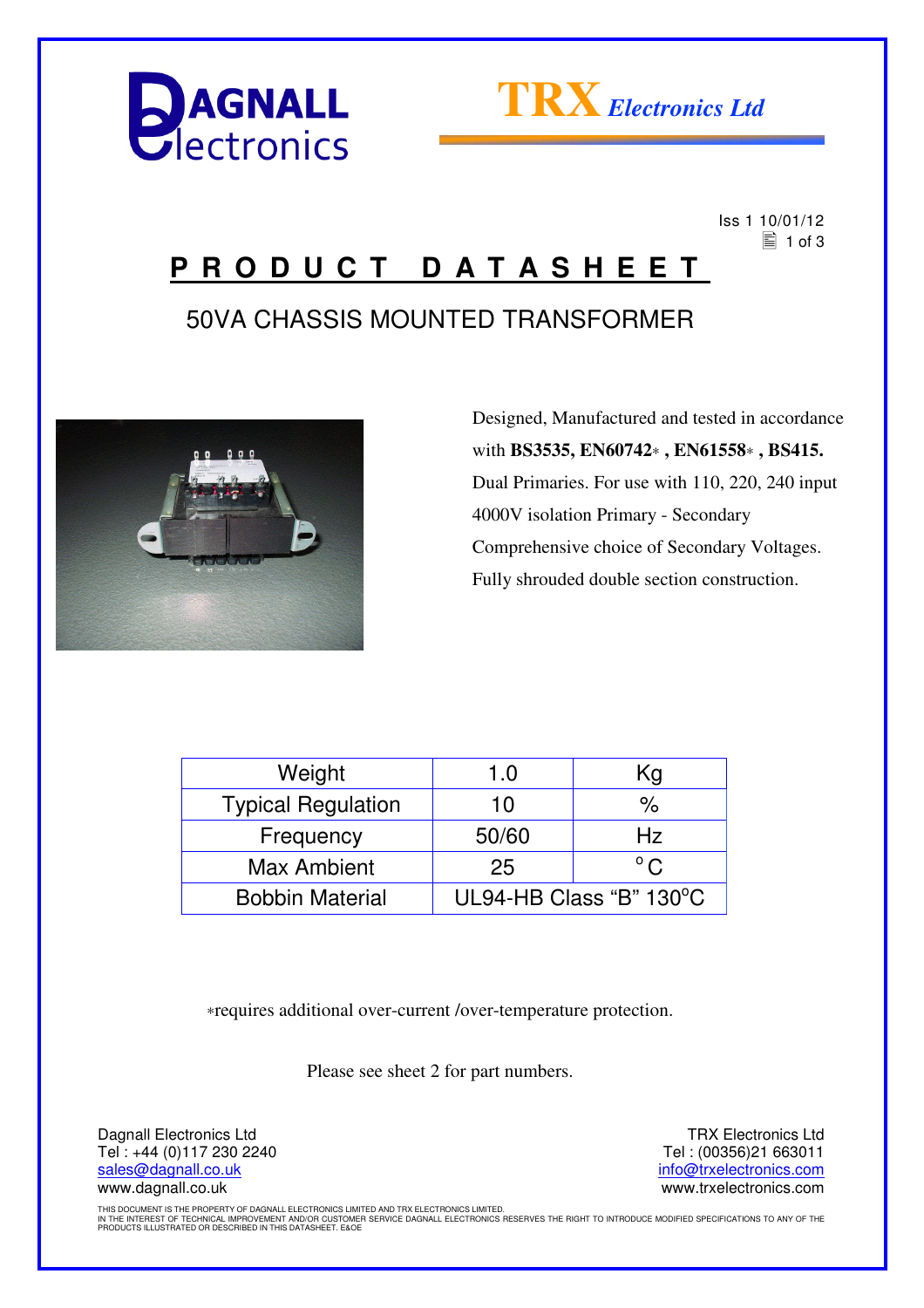DAGNALL Electronics

**TRX** *Electronics Ltd*

Iss 1 10/01/12

# PRODUCT DATASHEET

## 50VA CHASSIS MOUNTED TRANSFORMER

Designed, Manufactured and tested in accordance with **BS3535, EN60742∗ , EN61558∗ , BS415.**
Dual Primaries. For use with 110, 220, 240 input
4000V isolation Primary - Secondary
Comprehensive choice of Secondary Voltages.
Fully shrouded double section construction.

| Weight | 1.0 | Kg |
|---|---|---|
| Typical Regulation | 10 | % |
| Frequency | 50/60 | Hz |
| Max Ambient | 25 | °C |
| Bobbin Material | UL94-HB Class "B" 130°C | |

∗requires additional over-current /over-temperature protection.

Please see sheet 2 for part numbers.

Dagnall Electronics Ltd
Tel : +44 (0)117 230 2240
sales@dagnall.co.uk
www.dagnall.co.uk

TRX Electronics Ltd
Tel : (00356)21 663011
info@trxelectronics.com
www.trxelectronics.com

THIS DOCUMENT IS THE PROPERTY OF DAGNALL ELECTRONICS LIMITED AND TRX ELECTRONICS LIMITED.
IN THE INTEREST OF TECHNICAL IMPROVEMENT AND/OR CUSTOMER SERVICE DAGNALL ELECTRONICS RESERVES THE RIGHT TO INTRODUCE MODIFIED SPECIFICATIONS TO ANY OF THE PRODUCTS ILLUSTRATED OR DESCRIBED IN THIS DATASHEET. E&OE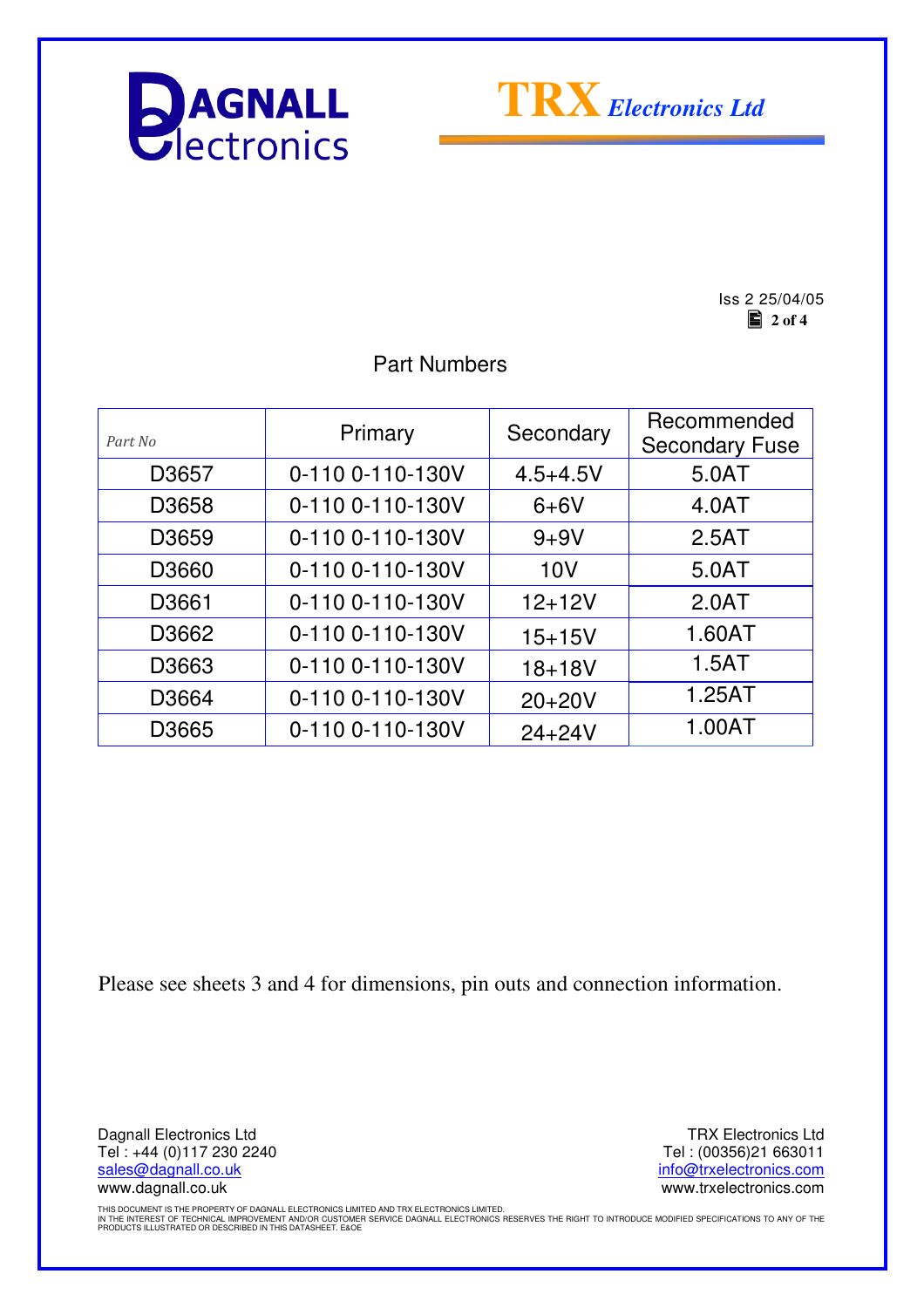Iss 2 25/04/05

## Part Numbers

| Part No | Primary | Secondary | Recommended Secondary Fuse |
|---|---|---|---|
| D3657 | 0-110 0-110-130V | 4.5+4.5V | 5.0AT |
| D3658 | 0-110 0-110-130V | 6+6V | 4.0AT |
| D3659 | 0-110 0-110-130V | 9+9V | 2.5AT |
| D3660 | 0-110 0-110-130V | 10V | 5.0AT |
| D3661 | 0-110 0-110-130V | 12+12V | 2.0AT |
| D3662 | 0-110 0-110-130V | 15+15V | 1.60AT |
| D3663 | 0-110 0-110-130V | 18+18V | 1.5AT |
| D3664 | 0-110 0-110-130V | 20+20V | 1.25AT |
| D3665 | 0-110 0-110-130V | 24+24V | 1.00AT |

Please see sheets 3 and 4 for dimensions, pin outs and connection information.

Dagnall Electronics Ltd
Tel : +44 (0)117 230 2240
sales@dagnall.co.uk
www.dagnall.co.uk

TRX Electronics Ltd
Tel : (00356)21 663011
info@trxelectronics.com
www.trxelectronics.com

THIS DOCUMENT IS THE PROPERTY OF DAGNALL ELECTRONICS LIMITED AND TRX ELECTRONICS LIMITED.
IN THE INTEREST OF TECHNICAL IMPROVEMENT AND/OR CUSTOMER SERVICE DAGNALL ELECTRONICS RESERVES THE RIGHT TO INTRODUCE MODIFIED SPECIFICATIONS TO ANY OF THE PRODUCTS ILLUSTRATED OR DESCRIBED IN THIS DATASHEET. E&OE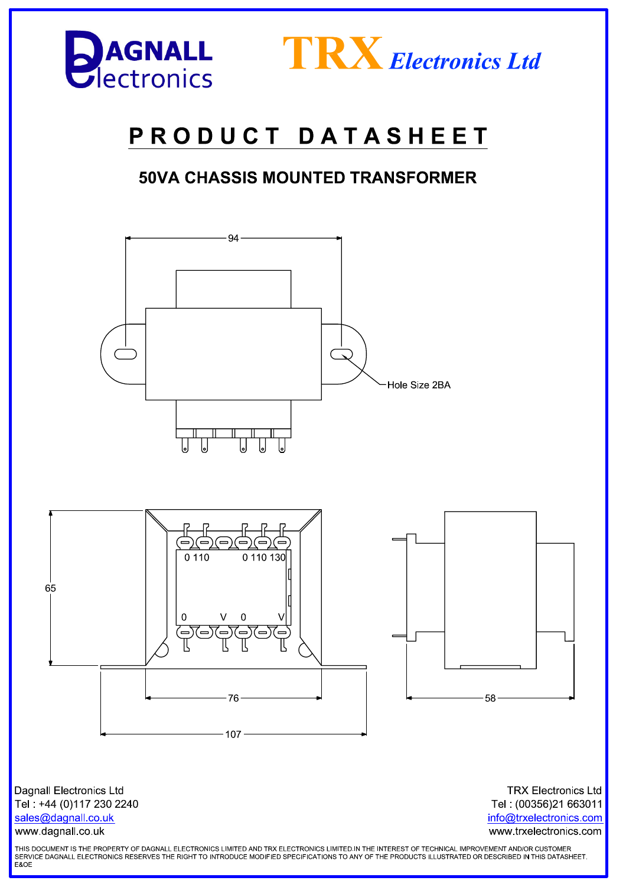DAGNALL Electronics

TRX *Electronics Ltd*

# PRODUCT DATASHEET

## 50VA CHASSIS MOUNTED TRANSFORMER

94

Hole Size 2BA

0 110 &nbsp;&nbsp; 0 110 130

0 &nbsp; V &nbsp; 0 &nbsp; V

65

76

107

58

Dagnall Electronics Ltd
Tel : +44 (0)117 230 2240
sales@dagnall.co.uk
www.dagnall.co.uk

TRX Electronics Ltd
Tel : (00356)21 663011
info@trxelectronics.com
www.trxelectronics.com

THIS DOCUMENT IS THE PROPERTY OF DAGNALL ELECTRONICS LIMITED AND TRX ELECTRONICS LIMITED.IN THE INTEREST OF TECHNICAL IMPROVEMENT AND/OR CUSTOMER SERVICE DAGNALL ELECTRONICS RESERVES THE RIGHT TO INTRODUCE MODIFIED SPECIFICATIONS TO ANY OF THE PRODUCTS ILLUSTRATED OR DESCRIBED IN THIS DATASHEET. E&OE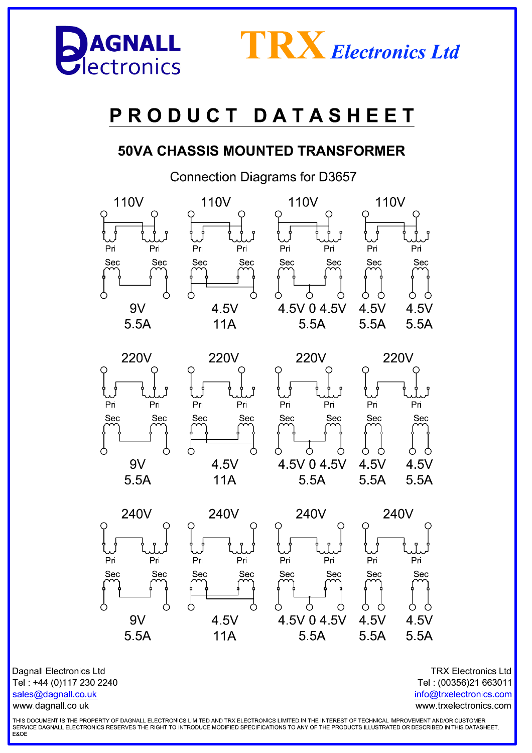DAGNALL Electronics

TRX Electronics Ltd

# PRODUCT DATASHEET

## 50VA CHASSIS MOUNTED TRANSFORMER

Connection Diagrams for D3657

110V

Pri Pri

Sec Sec

9V
5.5A

110V

Pri Pri

Sec Sec

4.5V
11A

110V

Pri Pri

Sec Sec

4.5V 0 4.5V
5.5A

110V

Pri Pri

Sec Sec

4.5V 4.5V
5.5A 5.5A

220V

Pri Pri

Sec Sec

9V
5.5A

220V

Pri Pri

Sec Sec

4.5V
11A

220V

Pri Pri

Sec Sec

4.5V 0 4.5V
5.5A

220V

Pri Pri

Sec Sec

4.5V 4.5V
5.5A 5.5A

240V

Pri Pri

Sec Sec

9V
5.5A

240V

Pri Pri

Sec Sec

4.5V
11A

240V

Pri Pri

Sec Sec

4.5V 0 4.5V
5.5A

240V

Pri Pri

Sec Sec

4.5V 4.5V
5.5A 5.5A

Dagnall Electronics Ltd
Tel : +44 (0)117 230 2240
sales@dagnall.co.uk
www.dagnall.co.uk

TRX Electronics Ltd
Tel : (00356)21 663011
info@trxelectronics.com
www.trxelectronics.com

THIS DOCUMENT IS THE PROPERTY OF DAGNALL ELECTRONICS LIMITED AND TRX ELECTRONICS LIMITED.IN THE INTEREST OF TECHNICAL IMPROVEMENT AND/OR CUSTOMER SERVICE DAGNALL ELECTRONICS RESERVES THE RIGHT TO INTRODUCE MODIFIED SPECIFICATIONS TO ANY OF THE PRODUCTS ILLUSTRATED OR DESCRIBED IN THIS DATASHEET. E&OE